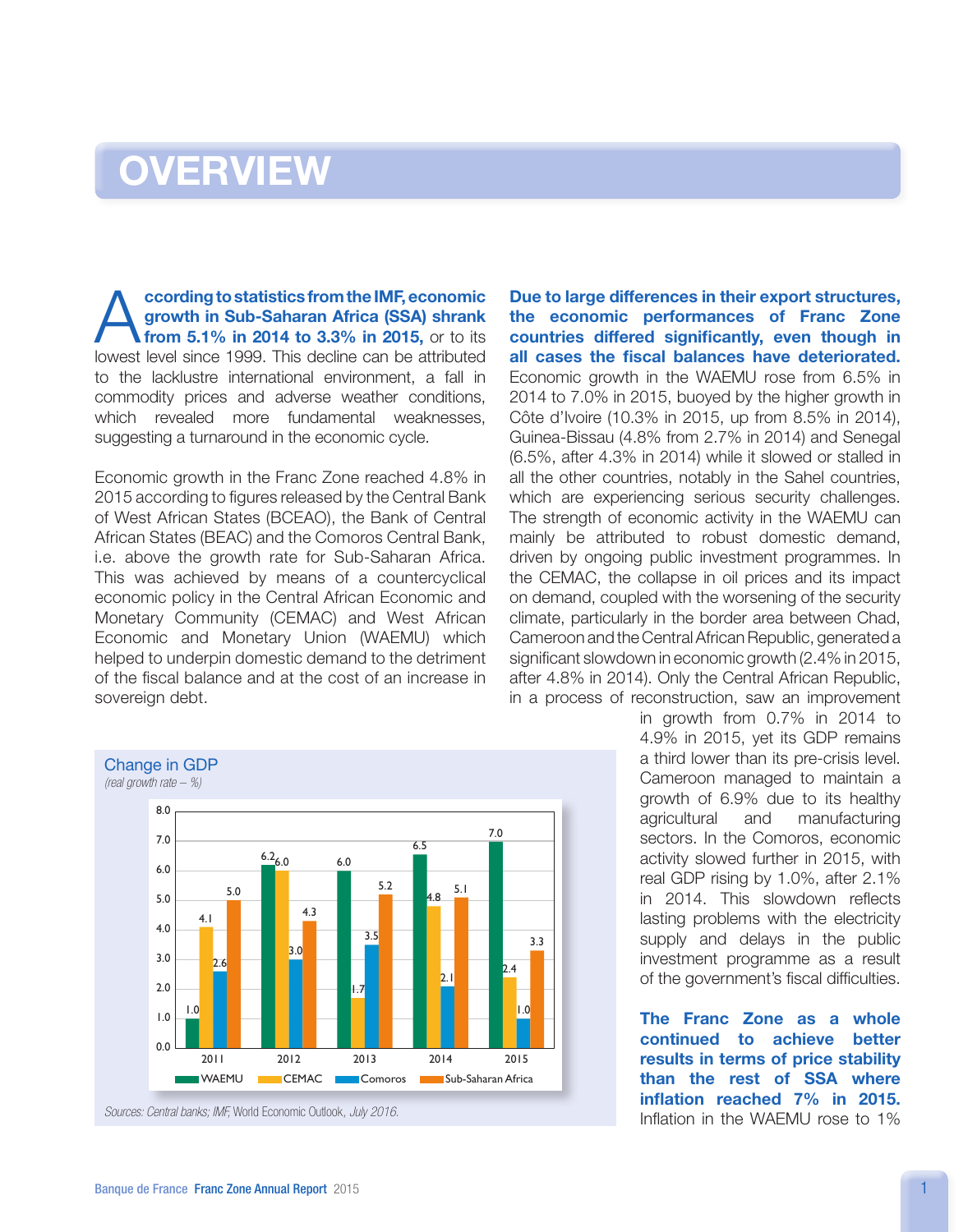# OVERVIEW

**According to statistics from the IMF, economic growth in Sub-Saharan Africa (SSA) shrank from 5.1% in 2014 to 3.3% in 2015,** or to its lowest level since 1999. This decline can be attributed to the lacklustre international environment, a fall in commodity prices and adverse weather conditions, which revealed more fundamental weaknesses, suggesting a turnaround in the economic cycle.

Economic growth in the Franc Zone reached 4.8% in 2015 according to figures released by the Central Bank of West African States (BCEAO), the Bank of Central African States (BEAC) and the Comoros Central Bank, i.e. above the growth rate for Sub-Saharan Africa. This was achieved by means of a countercyclical economic policy in the Central African Economic and Monetary Community (CEMAC) and West African Economic and Monetary Union (WAEMU) which helped to underpin domestic demand to the detriment of the fiscal balance and at the cost of an increase in sovereign debt.

**Change in GDP**
*(real growth rate – %)*

| | WAEMU | CEMAC | Comoros | Sub-Saharan Africa |
|---|---|---|---|---|
| 2011 | 1.0 | 4.1 | 2.6 | 5.0 |
| 2012 | 6.2 | 6.0 | 3.0 | 4.3 |
| 2013 | 6.0 | 1.7 | 3.5 | 5.2 |
| 2014 | 6.5 | 4.8 | 2.1 | 5.1 |
| 2015 | 7.0 | 2.4 | 1.0 | 3.3 |

*Sources: Central banks; IMF,* World Economic Outlook, *July 2016.*

**Due to large differences in their export structures, the economic performances of Franc Zone countries differed significantly, even though in all cases the fiscal balances have deteriorated.** Economic growth in the WAEMU rose from 6.5% in 2014 to 7.0% in 2015, buoyed by the higher growth in Côte d'Ivoire (10.3% in 2015, up from 8.5% in 2014), Guinea-Bissau (4.8% from 2.7% in 2014) and Senegal (6.5%, after 4.3% in 2014) while it slowed or stalled in all the other countries, notably in the Sahel countries, which are experiencing serious security challenges. The strength of economic activity in the WAEMU can mainly be attributed to robust domestic demand, driven by ongoing public investment programmes. In the CEMAC, the collapse in oil prices and its impact on demand, coupled with the worsening of the security climate, particularly in the border area between Chad, Cameroon and the Central African Republic, generated a significant slowdown in economic growth (2.4% in 2015, after 4.8% in 2014). Only the Central African Republic, in a process of reconstruction, saw an improvement in growth from 0.7% in 2014 to 4.9% in 2015, yet its GDP remains a third lower than its pre-crisis level. Cameroon managed to maintain a growth of 6.9% due to its healthy agricultural and manufacturing sectors. In the Comoros, economic activity slowed further in 2015, with real GDP rising by 1.0%, after 2.1% in 2014. This slowdown reflects lasting problems with the electricity supply and delays in the public investment programme as a result of the government's fiscal difficulties.

**The Franc Zone as a whole continued to achieve better results in terms of price stability than the rest of SSA where inflation reached 7% in 2015.** Inflation in the WAEMU rose to 1%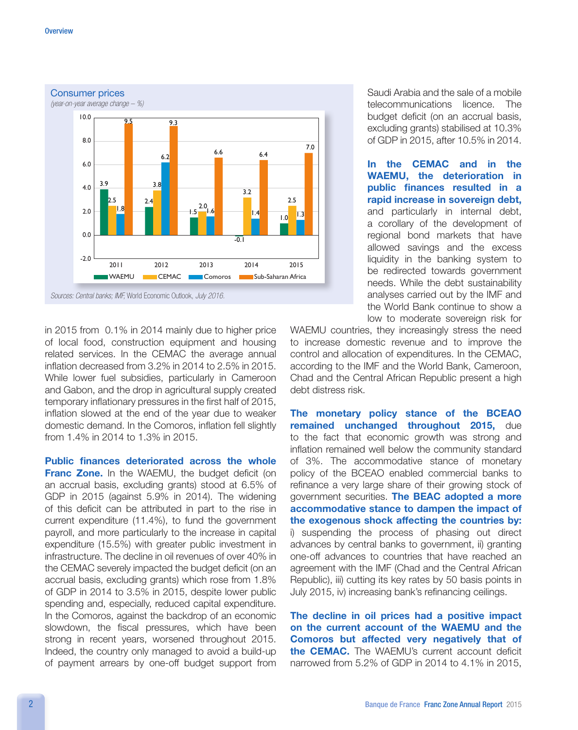## Consumer prices

*(year-on-year average change – %)*

| | 2011 | 2012 | 2013 | 2014 | 2015 |
|---|---|---|---|---|---|
| WAEMU | 3.9 | 2.4 | 1.5 | -0.1 | 1.0 |
| CEMAC | 2.5 | 3.8 | 2.0 | 3.2 | 2.5 |
| Comoros | 1.8 | 6.2 | 1.6 | 1.4 | 1.3 |
| Sub-Saharan Africa | 9.5 | 9.3 | 6.6 | 6.4 | 7.0 |

*Sources: Central banks; IMF,* World Economic Outlook, *July 2016.*

in 2015 from 0.1% in 2014 mainly due to higher price of local food, construction equipment and housing related services. In the CEMAC the average annual inflation decreased from 3.2% in 2014 to 2.5% in 2015. While lower fuel subsidies, particularly in Cameroon and Gabon, and the drop in agricultural supply created temporary inflationary pressures in the first half of 2015, inflation slowed at the end of the year due to weaker domestic demand. In the Comoros, inflation fell slightly from 1.4% in 2014 to 1.3% in 2015.

**Public finances deteriorated across the whole Franc Zone.** In the WAEMU, the budget deficit (on an accrual basis, excluding grants) stood at 6.5% of GDP in 2015 (against 5.9% in 2014). The widening of this deficit can be attributed in part to the rise in current expenditure (11.4%), to fund the government payroll, and more particularly to the increase in capital expenditure (15.5%) with greater public investment in infrastructure. The decline in oil revenues of over 40% in the CEMAC severely impacted the budget deficit (on an accrual basis, excluding grants) which rose from 1.8% of GDP in 2014 to 3.5% in 2015, despite lower public spending and, especially, reduced capital expenditure. In the Comoros, against the backdrop of an economic slowdown, the fiscal pressures, which have been strong in recent years, worsened throughout 2015. Indeed, the country only managed to avoid a build-up of payment arrears by one-off budget support from Saudi Arabia and the sale of a mobile telecommunications licence. The budget deficit (on an accrual basis, excluding grants) stabilised at 10.3% of GDP in 2015, after 10.5% in 2014.

**In the CEMAC and in the WAEMU, the deterioration in public finances resulted in a rapid increase in sovereign debt,** and particularly in internal debt, a corollary of the development of regional bond markets that have allowed savings and the excess liquidity in the banking system to be redirected towards government needs. While the debt sustainability analyses carried out by the IMF and the World Bank continue to show a low to moderate sovereign risk for WAEMU countries, they increasingly stress the need to increase domestic revenue and to improve the control and allocation of expenditures. In the CEMAC, according to the IMF and the World Bank, Cameroon, Chad and the Central African Republic present a high debt distress risk.

**The monetary policy stance of the BCEAO remained unchanged throughout 2015,** due to the fact that economic growth was strong and inflation remained well below the community standard of 3%. The accommodative stance of monetary policy of the BCEAO enabled commercial banks to refinance a very large share of their growing stock of government securities. **The BEAC adopted a more accommodative stance to dampen the impact of the exogenous shock affecting the countries by:** i) suspending the process of phasing out direct advances by central banks to government, ii) granting one-off advances to countries that have reached an agreement with the IMF (Chad and the Central African Republic), iii) cutting its key rates by 50 basis points in July 2015, iv) increasing bank's refinancing ceilings.

**The decline in oil prices had a positive impact on the current account of the WAEMU and the Comoros but affected very negatively that of the CEMAC.** The WAEMU's current account deficit narrowed from 5.2% of GDP in 2014 to 4.1% in 2015,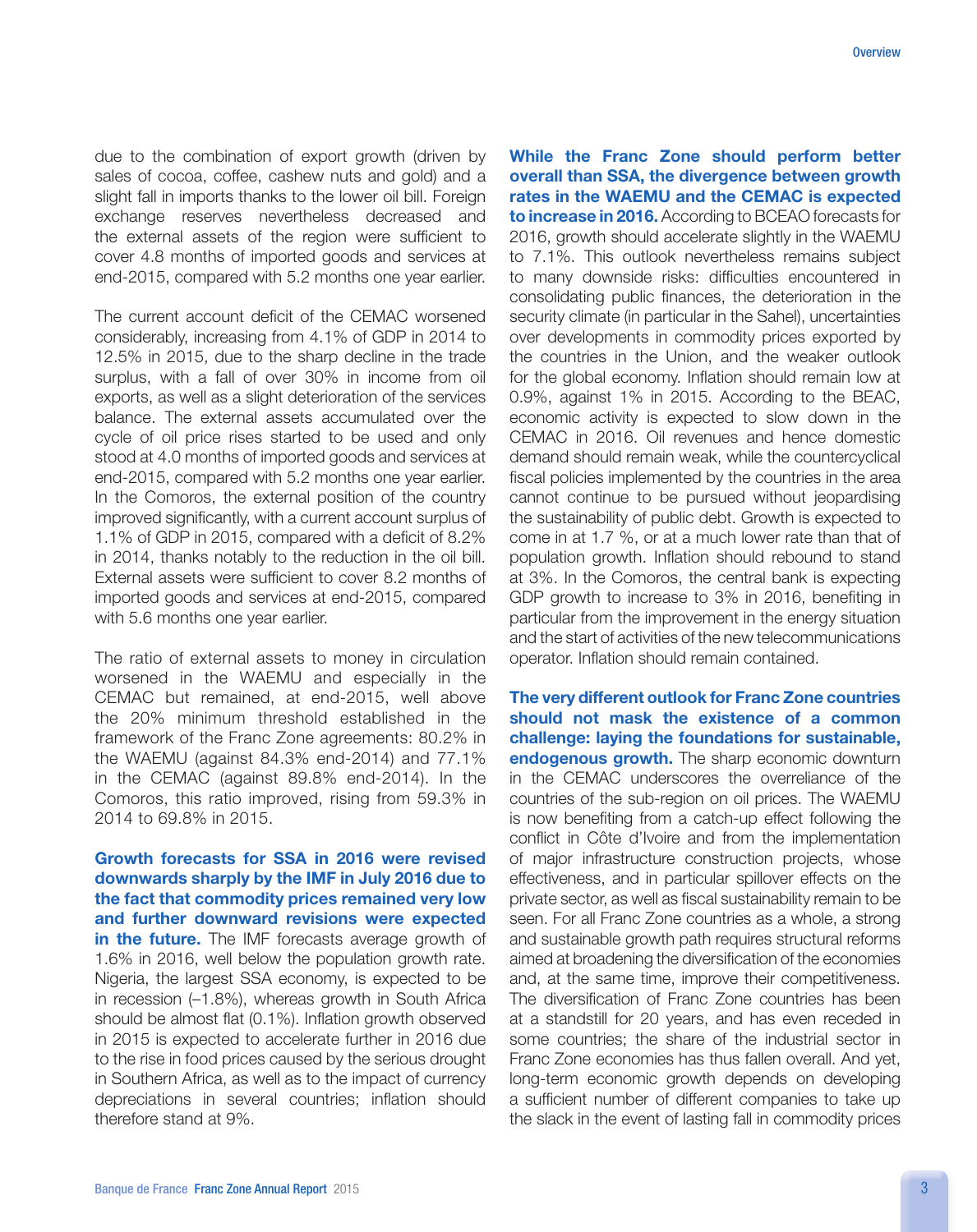due to the combination of export growth (driven by sales of cocoa, coffee, cashew nuts and gold) and a slight fall in imports thanks to the lower oil bill. Foreign exchange reserves nevertheless decreased and the external assets of the region were sufficient to cover 4.8 months of imported goods and services at end-2015, compared with 5.2 months one year earlier.

The current account deficit of the CEMAC worsened considerably, increasing from 4.1% of GDP in 2014 to 12.5% in 2015, due to the sharp decline in the trade surplus, with a fall of over 30% in income from oil exports, as well as a slight deterioration of the services balance. The external assets accumulated over the cycle of oil price rises started to be used and only stood at 4.0 months of imported goods and services at end-2015, compared with 5.2 months one year earlier. In the Comoros, the external position of the country improved significantly, with a current account surplus of 1.1% of GDP in 2015, compared with a deficit of 8.2% in 2014, thanks notably to the reduction in the oil bill. External assets were sufficient to cover 8.2 months of imported goods and services at end-2015, compared with 5.6 months one year earlier.

The ratio of external assets to money in circulation worsened in the WAEMU and especially in the CEMAC but remained, at end-2015, well above the 20% minimum threshold established in the framework of the Franc Zone agreements: 80.2% in the WAEMU (against 84.3% end-2014) and 77.1% in the CEMAC (against 89.8% end-2014). In the Comoros, this ratio improved, rising from 59.3% in 2014 to 69.8% in 2015.

**Growth forecasts for SSA in 2016 were revised downwards sharply by the IMF in July 2016 due to the fact that commodity prices remained very low and further downward revisions were expected in the future.** The IMF forecasts average growth of 1.6% in 2016, well below the population growth rate. Nigeria, the largest SSA economy, is expected to be in recession (–1.8%), whereas growth in South Africa should be almost flat (0.1%). Inflation growth observed in 2015 is expected to accelerate further in 2016 due to the rise in food prices caused by the serious drought in Southern Africa, as well as to the impact of currency depreciations in several countries; inflation should therefore stand at 9%.

**While the Franc Zone should perform better overall than SSA, the divergence between growth rates in the WAEMU and the CEMAC is expected to increase in 2016.** According to BCEAO forecasts for 2016, growth should accelerate slightly in the WAEMU to 7.1%. This outlook nevertheless remains subject to many downside risks: difficulties encountered in consolidating public finances, the deterioration in the security climate (in particular in the Sahel), uncertainties over developments in commodity prices exported by the countries in the Union, and the weaker outlook for the global economy. Inflation should remain low at 0.9%, against 1% in 2015. According to the BEAC, economic activity is expected to slow down in the CEMAC in 2016. Oil revenues and hence domestic demand should remain weak, while the countercyclical fiscal policies implemented by the countries in the area cannot continue to be pursued without jeopardising the sustainability of public debt. Growth is expected to come in at 1.7 %, or at a much lower rate than that of population growth. Inflation should rebound to stand at 3%. In the Comoros, the central bank is expecting GDP growth to increase to 3% in 2016, benefiting in particular from the improvement in the energy situation and the start of activities of the new telecommunications operator. Inflation should remain contained.

**The very different outlook for Franc Zone countries should not mask the existence of a common challenge: laying the foundations for sustainable, endogenous growth.** The sharp economic downturn in the CEMAC underscores the overreliance of the countries of the sub-region on oil prices. The WAEMU is now benefiting from a catch-up effect following the conflict in Côte d'Ivoire and from the implementation of major infrastructure construction projects, whose effectiveness, and in particular spillover effects on the private sector, as well as fiscal sustainability remain to be seen. For all Franc Zone countries as a whole, a strong and sustainable growth path requires structural reforms aimed at broadening the diversification of the economies and, at the same time, improve their competitiveness. The diversification of Franc Zone countries has been at a standstill for 20 years, and has even receded in some countries; the share of the industrial sector in Franc Zone economies has thus fallen overall. And yet, long-term economic growth depends on developing a sufficient number of different companies to take up the slack in the event of lasting fall in commodity prices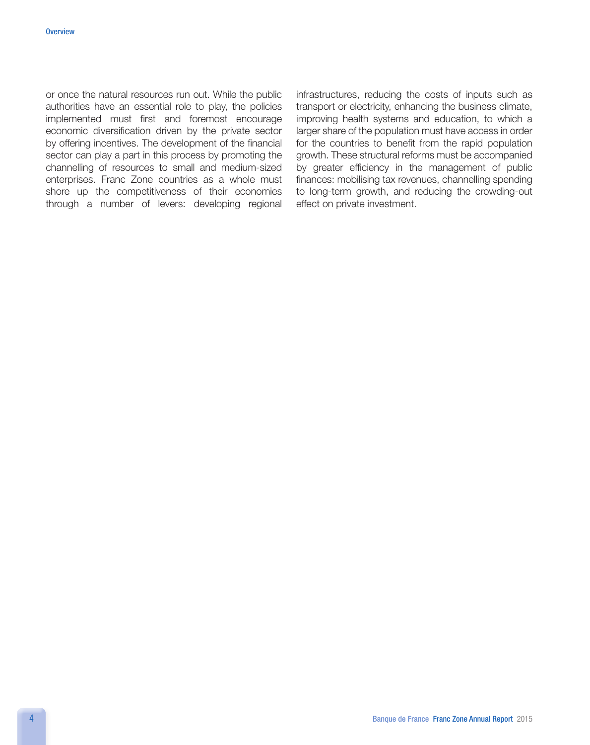or once the natural resources run out. While the public authorities have an essential role to play, the policies implemented must first and foremost encourage economic diversification driven by the private sector by offering incentives. The development of the financial sector can play a part in this process by promoting the channelling of resources to small and medium-sized enterprises. Franc Zone countries as a whole must shore up the competitiveness of their economies through a number of levers: developing regional infrastructures, reducing the costs of inputs such as transport or electricity, enhancing the business climate, improving health systems and education, to which a larger share of the population must have access in order for the countries to benefit from the rapid population growth. These structural reforms must be accompanied by greater efficiency in the management of public finances: mobilising tax revenues, channelling spending to long-term growth, and reducing the crowding-out effect on private investment.